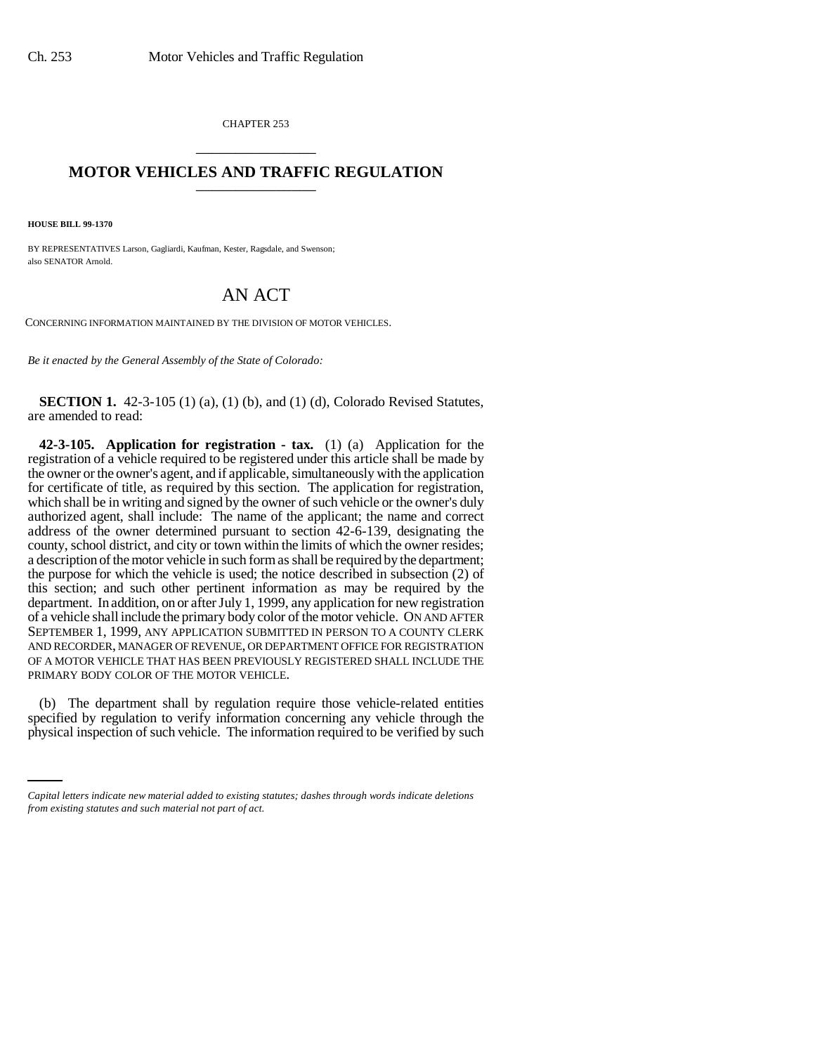CHAPTER 253

# MOTOR VEHICLES AND TRAFFIC REGULATION

**HOUSE BILL 99-1370**

BY REPRESENTATIVES Larson, Gagliardi, Kaufman, Kester, Ragsdale, and Swenson;
also SENATOR Arnold.

# AN ACT

CONCERNING INFORMATION MAINTAINED BY THE DIVISION OF MOTOR VEHICLES.

*Be it enacted by the General Assembly of the State of Colorado:*

**SECTION 1.** 42-3-105 (1) (a), (1) (b), and (1) (d), Colorado Revised Statutes, are amended to read:

**42-3-105. Application for registration - tax.** (1) (a) Application for the registration of a vehicle required to be registered under this article shall be made by the owner or the owner's agent, and if applicable, simultaneously with the application for certificate of title, as required by this section. The application for registration, which shall be in writing and signed by the owner of such vehicle or the owner's duly authorized agent, shall include: The name of the applicant; the name and correct address of the owner determined pursuant to section 42-6-139, designating the county, school district, and city or town within the limits of which the owner resides; a description of the motor vehicle in such form as shall be required by the department; the purpose for which the vehicle is used; the notice described in subsection (2) of this section; and such other pertinent information as may be required by the department. In addition, on or after July 1, 1999, any application for new registration of a vehicle shall include the primary body color of the motor vehicle. ON AND AFTER SEPTEMBER 1, 1999, ANY APPLICATION SUBMITTED IN PERSON TO A COUNTY CLERK AND RECORDER, MANAGER OF REVENUE, OR DEPARTMENT OFFICE FOR REGISTRATION OF A MOTOR VEHICLE THAT HAS BEEN PREVIOUSLY REGISTERED SHALL INCLUDE THE PRIMARY BODY COLOR OF THE MOTOR VEHICLE.

(b) The department shall by regulation require those vehicle-related entities specified by regulation to verify information concerning any vehicle through the physical inspection of such vehicle. The information required to be verified by such

*Capital letters indicate new material added to existing statutes; dashes through words indicate deletions from existing statutes and such material not part of act.*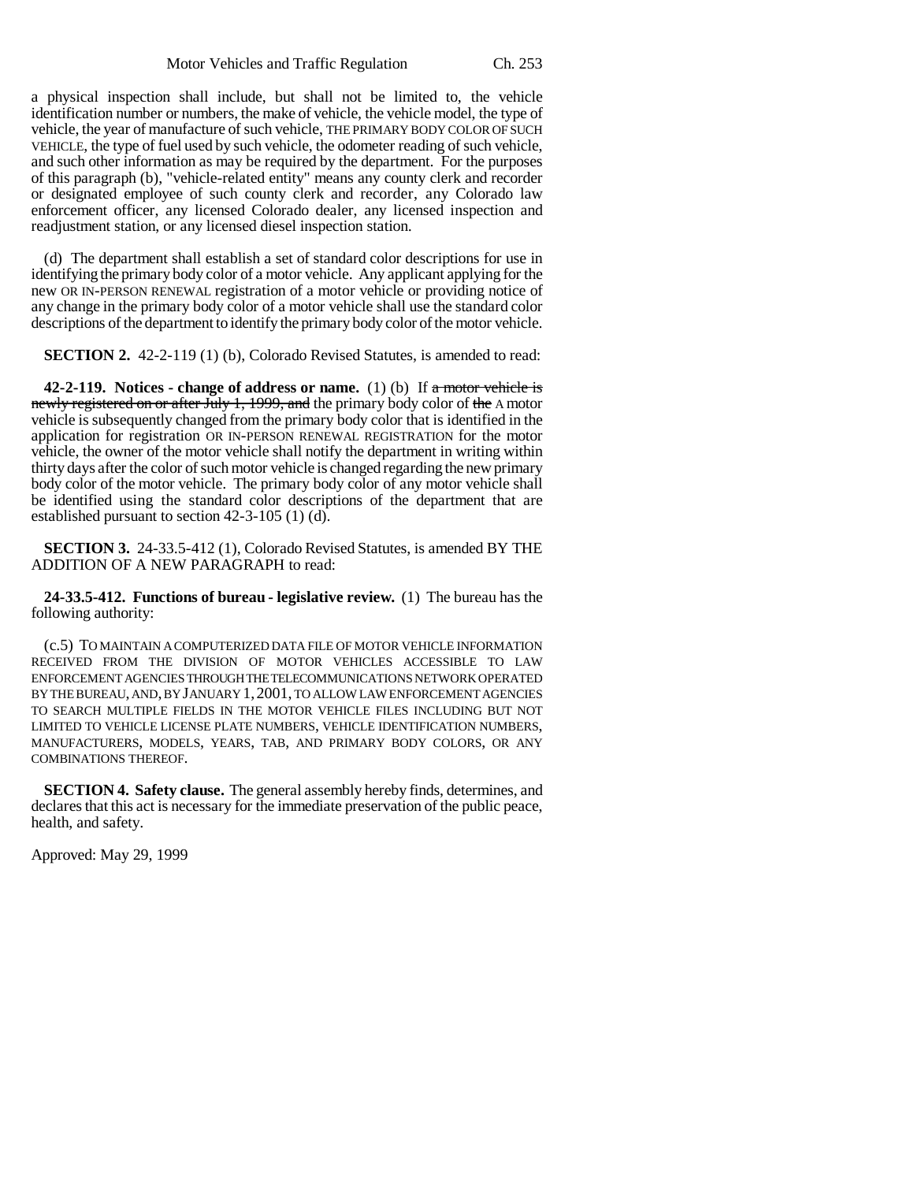a physical inspection shall include, but shall not be limited to, the vehicle identification number or numbers, the make of vehicle, the vehicle model, the type of vehicle, the year of manufacture of such vehicle, THE PRIMARY BODY COLOR OF SUCH VEHICLE, the type of fuel used by such vehicle, the odometer reading of such vehicle, and such other information as may be required by the department. For the purposes of this paragraph (b), "vehicle-related entity" means any county clerk and recorder or designated employee of such county clerk and recorder, any Colorado law enforcement officer, any licensed Colorado dealer, any licensed inspection and readjustment station, or any licensed diesel inspection station.

(d) The department shall establish a set of standard color descriptions for use in identifying the primary body color of a motor vehicle. Any applicant applying for the new OR IN-PERSON RENEWAL registration of a motor vehicle or providing notice of any change in the primary body color of a motor vehicle shall use the standard color descriptions of the department to identify the primary body color of the motor vehicle.

**SECTION 2.** 42-2-119 (1) (b), Colorado Revised Statutes, is amended to read:

**42-2-119. Notices - change of address or name.** (1) (b) If ~~a motor vehicle is newly registered on or after July 1, 1999, and~~ the primary body color of ~~the~~ A motor vehicle is subsequently changed from the primary body color that is identified in the application for registration OR IN-PERSON RENEWAL REGISTRATION for the motor vehicle, the owner of the motor vehicle shall notify the department in writing within thirty days after the color of such motor vehicle is changed regarding the new primary body color of the motor vehicle. The primary body color of any motor vehicle shall be identified using the standard color descriptions of the department that are established pursuant to section 42-3-105 (1) (d).

**SECTION 3.** 24-33.5-412 (1), Colorado Revised Statutes, is amended BY THE ADDITION OF A NEW PARAGRAPH to read:

**24-33.5-412. Functions of bureau - legislative review.** (1) The bureau has the following authority:

(c.5) TO MAINTAIN A COMPUTERIZED DATA FILE OF MOTOR VEHICLE INFORMATION RECEIVED FROM THE DIVISION OF MOTOR VEHICLES ACCESSIBLE TO LAW ENFORCEMENT AGENCIES THROUGH THE TELECOMMUNICATIONS NETWORK OPERATED BY THE BUREAU, AND, BY JANUARY 1, 2001, TO ALLOW LAW ENFORCEMENT AGENCIES TO SEARCH MULTIPLE FIELDS IN THE MOTOR VEHICLE FILES INCLUDING BUT NOT LIMITED TO VEHICLE LICENSE PLATE NUMBERS, VEHICLE IDENTIFICATION NUMBERS, MANUFACTURERS, MODELS, YEARS, TAB, AND PRIMARY BODY COLORS, OR ANY COMBINATIONS THEREOF.

**SECTION 4. Safety clause.** The general assembly hereby finds, determines, and declares that this act is necessary for the immediate preservation of the public peace, health, and safety.

Approved: May 29, 1999